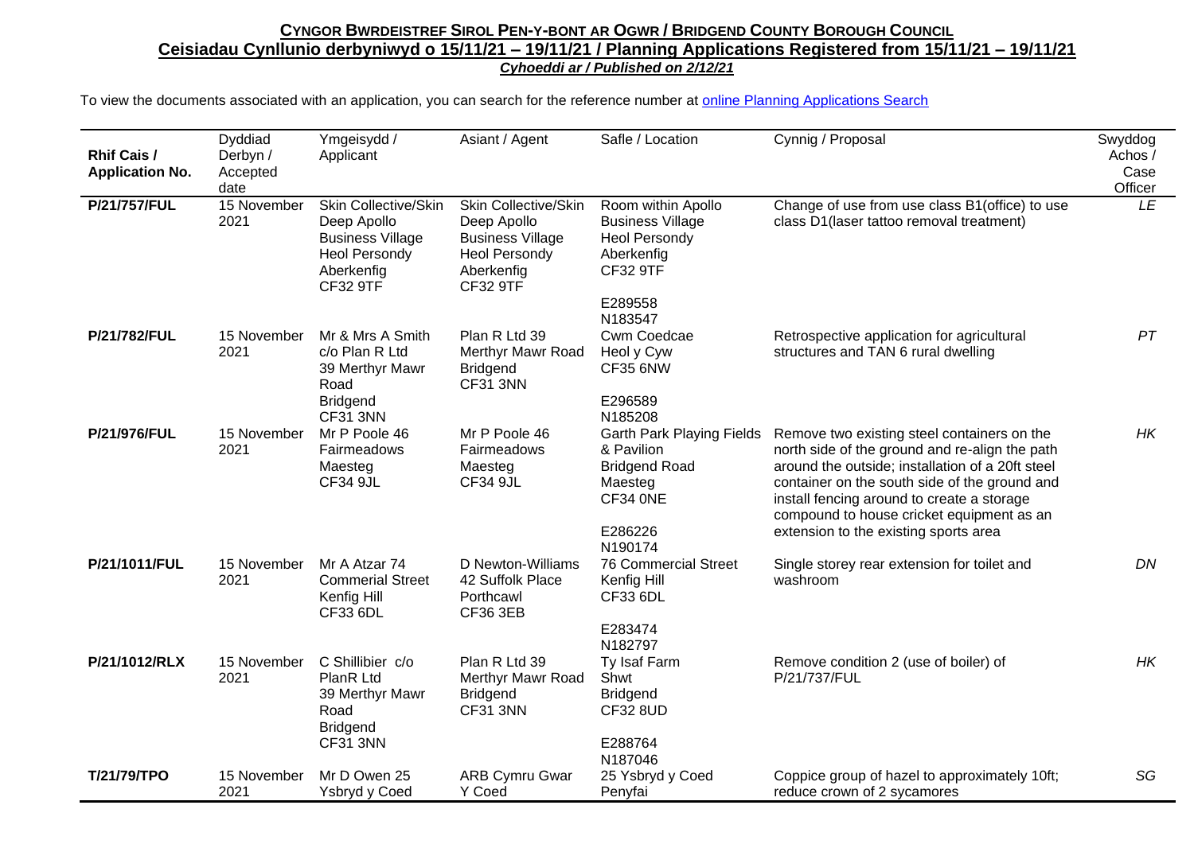**CYNGOR BWRDEISTREF SIROL PEN-Y-BONT AR OGWR / BRIDGEND COUNTY BOROUGH COUNCIL**

**Ceisiadau Cynllunio derbyniwyd o 15/11/21 – 19/11/21 / Planning Applications Registered from 15/11/21 – 19/11/21**

***Cyhoeddi ar / Published on 2/12/21***

To view the documents associated with an application, you can search for the reference number at [online Planning Applications Search]

| **Rhif Cais / Application No.** | Dyddiad Derbyn / Accepted date | Ymgeisydd / Applicant | Asiant / Agent | Safle / Location | Cynnig / Proposal | Swyddog Achos / Case Officer |
|---|---|---|---|---|---|---|
| **P/21/757/FUL** | 15 November 2021 | Skin Collective/Skin Deep Apollo Business Village Heol Persondy Aberkenfig CF32 9TF | Skin Collective/Skin Deep Apollo Business Village Heol Persondy Aberkenfig CF32 9TF | Room within Apollo Business Village Heol Persondy Aberkenfig CF32 9TF E289558 N183547 | Change of use from use class B1(office) to use class D1(laser tattoo removal treatment) | *LE* |
| **P/21/782/FUL** | 15 November 2021 | Mr & Mrs A Smith c/o Plan R Ltd 39 Merthyr Mawr Road Bridgend CF31 3NN | Plan R Ltd 39 Merthyr Mawr Road Bridgend CF31 3NN | Cwm Coedcae Heol y Cyw CF35 6NW E296589 N185208 | Retrospective application for agricultural structures and TAN 6 rural dwelling | *PT* |
| **P/21/976/FUL** | 15 November 2021 | Mr P Poole 46 Fairmeadows Maesteg CF34 9JL | Mr P Poole 46 Fairmeadows Maesteg CF34 9JL | Garth Park Playing Fields & Pavilion Bridgend Road Maesteg CF34 0NE E286226 N190174 | Remove two existing steel containers on the north side of the ground and re-align the path around the outside; installation of a 20ft steel container on the south side of the ground and install fencing around to create a storage compound to house cricket equipment as an extension to the existing sports area | *HK* |
| **P/21/1011/FUL** | 15 November 2021 | Mr A Atzar 74 Commerial Street Kenfig Hill CF33 6DL | D Newton-Williams 42 Suffolk Place Porthcawl CF36 3EB | 76 Commercial Street Kenfig Hill CF33 6DL E283474 N182797 | Single storey rear extension for toilet and washroom | *DN* |
| **P/21/1012/RLX** | 15 November 2021 | C Shillibier c/o PlanR Ltd 39 Merthyr Mawr Road Bridgend CF31 3NN | Plan R Ltd 39 Merthyr Mawr Road Bridgend CF31 3NN | Ty Isaf Farm Shwt Bridgend CF32 8UD E288764 N187046 | Remove condition 2 (use of boiler) of P/21/737/FUL | *HK* |
| **T/21/79/TPO** | 15 November 2021 | Mr D Owen 25 Ysbryd y Coed | ARB Cymru Gwar Y Coed | 25 Ysbryd y Coed Penyfai | Coppice group of hazel to approximately 10ft; reduce crown of 2 sycamores | *SG* |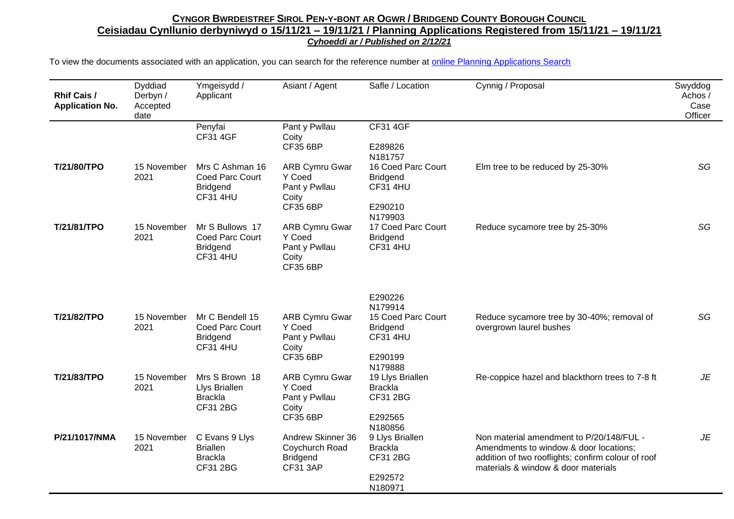| Rhif Cais / Application No. | Dyddiad Derbyn / Accepted date | Ymgeisydd / Applicant | Asiant / Agent | Safle / Location | Cynnig / Proposal | Swyddog Achos / Case Officer |
|---|---|---|---|---|---|---|
| | | Penyfai CF31 4GF | Pant y Pwllau Coity CF35 6BP | CF31 4GF<br><br>E289826<br>N181757 | | |
| **T/21/80/TPO** | 15 November 2021 | Mrs C Ashman 16 Coed Parc Court Bridgend CF31 4HU | ARB Cymru Gwar Y Coed Pant y Pwllau Coity CF35 6BP | 16 Coed Parc Court Bridgend CF31 4HU<br><br>E290210<br>N179903 | Elm tree to be reduced by 25-30% | *SG* |
| **T/21/81/TPO** | 15 November 2021 | Mr S Bullows 17 Coed Parc Court Bridgend CF31 4HU | ARB Cymru Gwar Y Coed Pant y Pwllau Coity CF35 6BP | 17 Coed Parc Court Bridgend CF31 4HU<br><br>E290226<br>N179914 | Reduce sycamore tree by 25-30% | *SG* |
| **T/21/82/TPO** | 15 November 2021 | Mr C Bendell 15 Coed Parc Court Bridgend CF31 4HU | ARB Cymru Gwar Y Coed Pant y Pwllau Coity CF35 6BP | 15 Coed Parc Court Bridgend CF31 4HU<br><br>E290199<br>N179888 | Reduce sycamore tree by 30-40%; removal of overgrown laurel bushes | *SG* |
| **T/21/83/TPO** | 15 November 2021 | Mrs S Brown 18 Llys Briallen Brackla CF31 2BG | ARB Cymru Gwar Y Coed Pant y Pwllau Coity CF35 6BP | 19 Llys Briallen Brackla CF31 2BG<br><br>E292565<br>N180856 | Re-coppice hazel and blackthorn trees to 7-8 ft | *JE* |
| **P/21/1017/NMA** | 15 November 2021 | C Evans 9 Llys Briallen Brackla CF31 2BG | Andrew Skinner 36 Coychurch Road Bridgend CF31 3AP | 9 Llys Briallen Brackla CF31 2BG<br><br>E292572<br>N180971 | Non material amendment to P/20/148/FUL - Amendments to window & door locations; addition of two rooflights; confirm colour of roof materials & window & door materials | *JE* |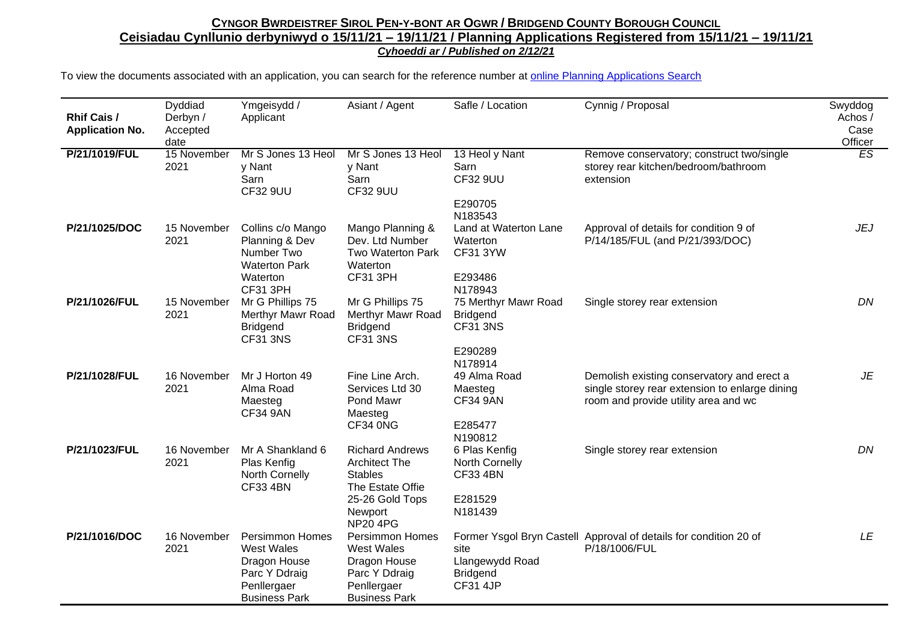**CYNGOR BWRDEISTREF SIROL PEN-Y-BONT AR OGWR / BRIDGEND COUNTY BOROUGH COUNCIL**

**Ceisiadau Cynllunio derbyniwyd o 15/11/21 – 19/11/21 / Planning Applications Registered from 15/11/21 – 19/11/21**

***Cyhoeddi ar / Published on 2/12/21***

To view the documents associated with an application, you can search for the reference number at online Planning Applications Search

| Rhif Cais / Application No. | Dyddiad Derbyn / Accepted date | Ymgeisydd / Applicant | Asiant / Agent | Safle / Location | Cynnig / Proposal | Swyddog Achos / Case Officer |
|---|---|---|---|---|---|---|
| **P/21/1019/FUL** | 15 November 2021 | Mr S Jones 13 Heol y Nant Sarn CF32 9UU | Mr S Jones 13 Heol y Nant Sarn CF32 9UU | 13 Heol y Nant Sarn CF32 9UU E290705 N183543 | Remove conservatory; construct two/single storey rear kitchen/bedroom/bathroom extension | *ES* |
| **P/21/1025/DOC** | 15 November 2021 | Collins c/o Mango Planning & Dev Number Two Waterton Park Waterton CF31 3PH | Mango Planning & Dev. Ltd Number Two Waterton Park Waterton CF31 3PH | Land at Waterton Lane Waterton CF31 3YW E293486 N178943 | Approval of details for condition 9 of P/14/185/FUL (and P/21/393/DOC) | *JEJ* |
| **P/21/1026/FUL** | 15 November 2021 | Mr G Phillips 75 Merthyr Mawr Road Bridgend CF31 3NS | Mr G Phillips 75 Merthyr Mawr Road Bridgend CF31 3NS | 75 Merthyr Mawr Road Bridgend CF31 3NS E290289 N178914 | Single storey rear extension | *DN* |
| **P/21/1028/FUL** | 16 November 2021 | Mr J Horton 49 Alma Road Maesteg CF34 9AN | Fine Line Arch. Services Ltd 30 Pond Mawr Maesteg CF34 0NG | 49 Alma Road Maesteg CF34 9AN E285477 N190812 | Demolish existing conservatory and erect a single storey rear extension to enlarge dining room and provide utility area and wc | *JE* |
| **P/21/1023/FUL** | 16 November 2021 | Mr A Shankland 6 Plas Kenfig North Cornelly CF33 4BN | Richard Andrews Architect The Stables The Estate Offie 25-26 Gold Tops Newport NP20 4PG | 6 Plas Kenfig North Cornelly CF33 4BN E281529 N181439 | Single storey rear extension | *DN* |
| **P/21/1016/DOC** | 16 November 2021 | Persimmon Homes West Wales Dragon House Parc Y Ddraig Penllergaer Business Park | Persimmon Homes West Wales Dragon House Parc Y Ddraig Penllergaer Business Park | Former Ysgol Bryn Castell site Llangewydd Road Bridgend CF31 4JP | Approval of details for condition 20 of P/18/1006/FUL | *LE* |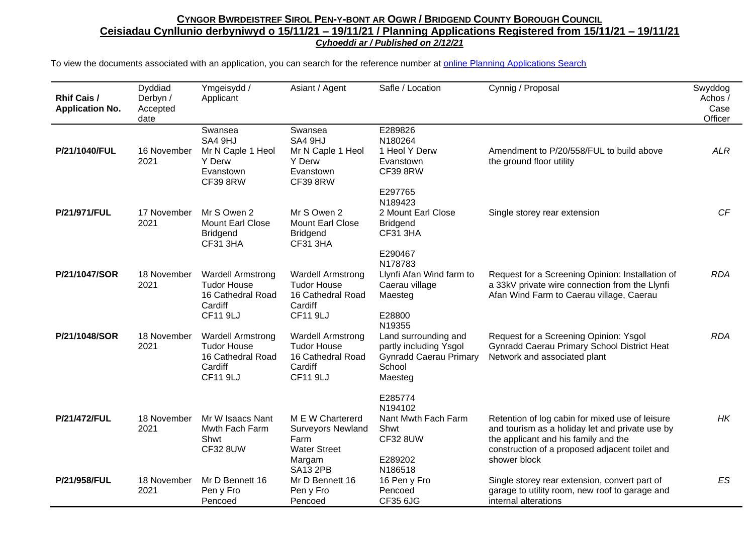**CYNGOR BWRDEISTREF SIROL PEN-Y-BONT AR OGWR / BRIDGEND COUNTY BOROUGH COUNCIL**
**Ceisiadau Cynllunio derbyniwyd o 15/11/21 – 19/11/21 / Planning Applications Registered from 15/11/21 – 19/11/21**
***Cyhoeddi ar / Published on 2/12/21***

To view the documents associated with an application, you can search for the reference number at online Planning Applications Search

| Rhif Cais / Application No. | Dyddiad Derbyn / Accepted date | Ymgeisydd / Applicant | Asiant / Agent | Safle / Location | Cynnig / Proposal | Swyddog Achos / Case Officer |
|---|---|---|---|---|---|---|
| **P/21/1040/FUL** | 16 November 2021 | Swansea SA4 9HJ Mr N Caple 1 Heol Y Derw Evanstown CF39 8RW | Swansea SA4 9HJ Mr N Caple 1 Heol Y Derw Evanstown CF39 8RW | E289826 N180264 1 Heol Y Derw Evanstown CF39 8RW | Amendment to P/20/558/FUL to build above the ground floor utility | *ALR* |
| **P/21/971/FUL** | 17 November 2021 | Mr S Owen 2 Mount Earl Close Bridgend CF31 3HA | Mr S Owen 2 Mount Earl Close Bridgend CF31 3HA | E297765 N189423 2 Mount Earl Close Bridgend CF31 3HA | Single storey rear extension | *CF* |
| **P/21/1047/SOR** | 18 November 2021 | Wardell Armstrong Tudor House 16 Cathedral Road Cardiff CF11 9LJ | Wardell Armstrong Tudor House 16 Cathedral Road Cardiff CF11 9LJ | E290467 N178783 Llynfi Afan Wind farm to Caerau village Maesteg | Request for a Screening Opinion: Installation of a 33kV private wire connection from the Llynfi Afan Wind Farm to Caerau village, Caerau | *RDA* |
| **P/21/1048/SOR** | 18 November 2021 | Wardell Armstrong Tudor House 16 Cathedral Road Cardiff CF11 9LJ | Wardell Armstrong Tudor House 16 Cathedral Road Cardiff CF11 9LJ | E28800 N19355 Land surrounding and partly including Ysgol Gynradd Caerau Primary School Maesteg | Request for a Screening Opinion: Ysgol Gynradd Caerau Primary School District Heat Network and associated plant | *RDA* |
| **P/21/472/FUL** | 18 November 2021 | Mr W Isaacs Nant Mwth Fach Farm Shwt CF32 8UW | M E W Chartererd Surveyors Newland Farm Water Street Margam SA13 2PB | E285774 N194102 Nant Mwth Fach Farm Shwt CF32 8UW | Retention of log cabin for mixed use of leisure and tourism as a holiday let and private use by the applicant and his family and the construction of a proposed adjacent toilet and shower block | *HK* |
| **P/21/958/FUL** | 18 November 2021 | Mr D Bennett 16 Pen y Fro Pencoed | Mr D Bennett 16 Pen y Fro Pencoed | E289202 N186518 16 Pen y Fro Pencoed CF35 6JG | Single storey rear extension, convert part of garage to utility room, new roof to garage and internal alterations | *ES* |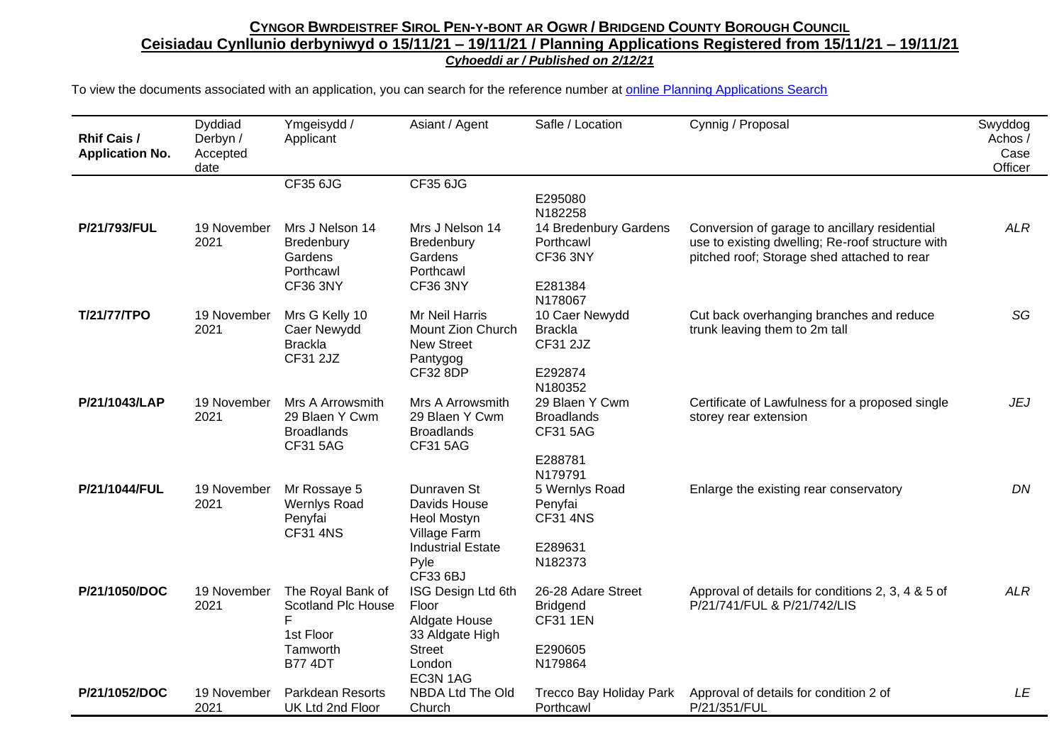**CYNGOR BWRDEISTREF SIROL PEN-Y-BONT AR OGWR / BRIDGEND COUNTY BOROUGH COUNCIL**

**Ceisiadau Cynllunio derbyniwyd o 15/11/21 – 19/11/21 / Planning Applications Registered from 15/11/21 – 19/11/21**

***Cyhoeddi ar / Published on 2/12/21***

To view the documents associated with an application, you can search for the reference number at online Planning Applications Search

| Rhif Cais / Application No. | Dyddiad Derbyn / Accepted date | Ymgeisydd / Applicant | Asiant / Agent | Safle / Location | Cynnig / Proposal | Swyddog Achos / Case Officer |
|---|---|---|---|---|---|---|
| | | CF35 6JG | CF35 6JG | E295080 N182258 | | |
| **P/21/793/FUL** | 19 November 2021 | Mrs J Nelson 14 Bredenbury Gardens Porthcawl CF36 3NY | Mrs J Nelson 14 Bredenbury Gardens Porthcawl CF36 3NY | 14 Bredenbury Gardens Porthcawl CF36 3NY E281384 N178067 | Conversion of garage to ancillary residential use to existing dwelling; Re-roof structure with pitched roof; Storage shed attached to rear | *ALR* |
| **T/21/77/TPO** | 19 November 2021 | Mrs G Kelly 10 Caer Newydd Brackla CF31 2JZ | Mr Neil Harris Mount Zion Church New Street Pantygog CF32 8DP | 10 Caer Newydd Brackla CF31 2JZ E292874 N180352 | Cut back overhanging branches and reduce trunk leaving them to 2m tall | *SG* |
| **P/21/1043/LAP** | 19 November 2021 | Mrs A Arrowsmith 29 Blaen Y Cwm Broadlands CF31 5AG | Mrs A Arrowsmith 29 Blaen Y Cwm Broadlands CF31 5AG | 29 Blaen Y Cwm Broadlands CF31 5AG E288781 N179791 | Certificate of Lawfulness for a proposed single storey rear extension | *JEJ* |
| **P/21/1044/FUL** | 19 November 2021 | Mr Rossaye 5 Wernlys Road Penyfai CF31 4NS | Dunraven St Davids House Heol Mostyn Village Farm Industrial Estate Pyle CF33 6BJ | 5 Wernlys Road Penyfai CF31 4NS E289631 N182373 | Enlarge the existing rear conservatory | *DN* |
| **P/21/1050/DOC** | 19 November 2021 | The Royal Bank of Scotland Plc House F 1st Floor Tamworth B77 4DT | ISG Design Ltd 6th Floor Aldgate House 33 Aldgate High Street London EC3N 1AG | 26-28 Adare Street Bridgend CF31 1EN E290605 N179864 | Approval of details for conditions 2, 3, 4 & 5 of P/21/741/FUL & P/21/742/LIS | *ALR* |
| **P/21/1052/DOC** | 19 November 2021 | Parkdean Resorts UK Ltd 2nd Floor | NBDA Ltd The Old Church | Trecco Bay Holiday Park Porthcawl | Approval of details for condition 2 of P/21/351/FUL | *LE* |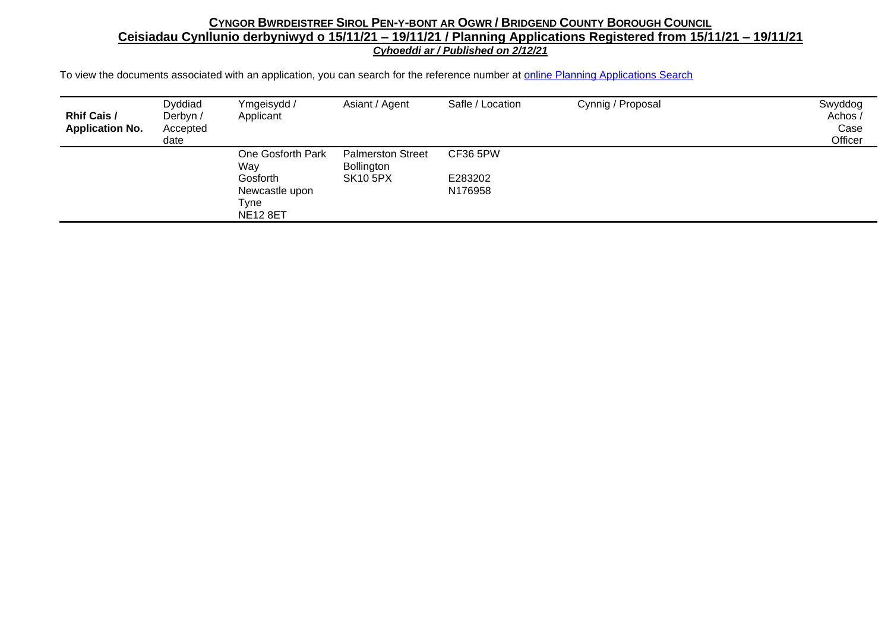**CYNGOR BWRDEISTREF SIROL PEN-Y-BONT AR OGWR / BRIDGEND COUNTY BOROUGH COUNCIL**

**Ceisiadau Cynllunio derbyniwyd o 15/11/21 – 19/11/21 / Planning Applications Registered from 15/11/21 – 19/11/21**

***Cyhoeddi ar / Published on 2/12/21***

To view the documents associated with an application, you can search for the reference number at [online Planning Applications Search]

| Rhif Cais / Application No. | Dyddiad Derbyn / Accepted date | Ymgeisydd / Applicant | Asiant / Agent | Safle / Location | Cynnig / Proposal | Swyddog Achos / Case Officer |
|---|---|---|---|---|---|---|
| | | One Gosforth Park Way Gosforth Newcastle upon Tyne NE12 8ET | Palmerston Street Bollington SK10 5PX | CF36 5PW E283202 N176958 | | |